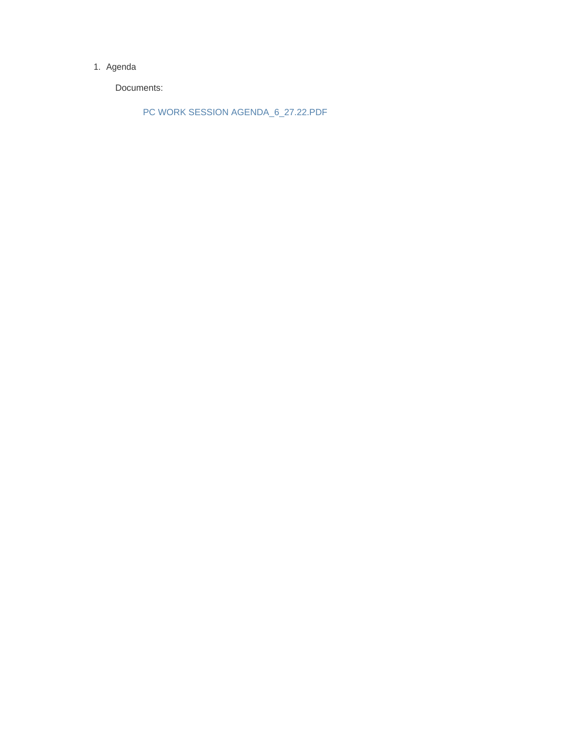1. Agenda

   Documents:

   PC WORK SESSION AGENDA_6_27.22.PDF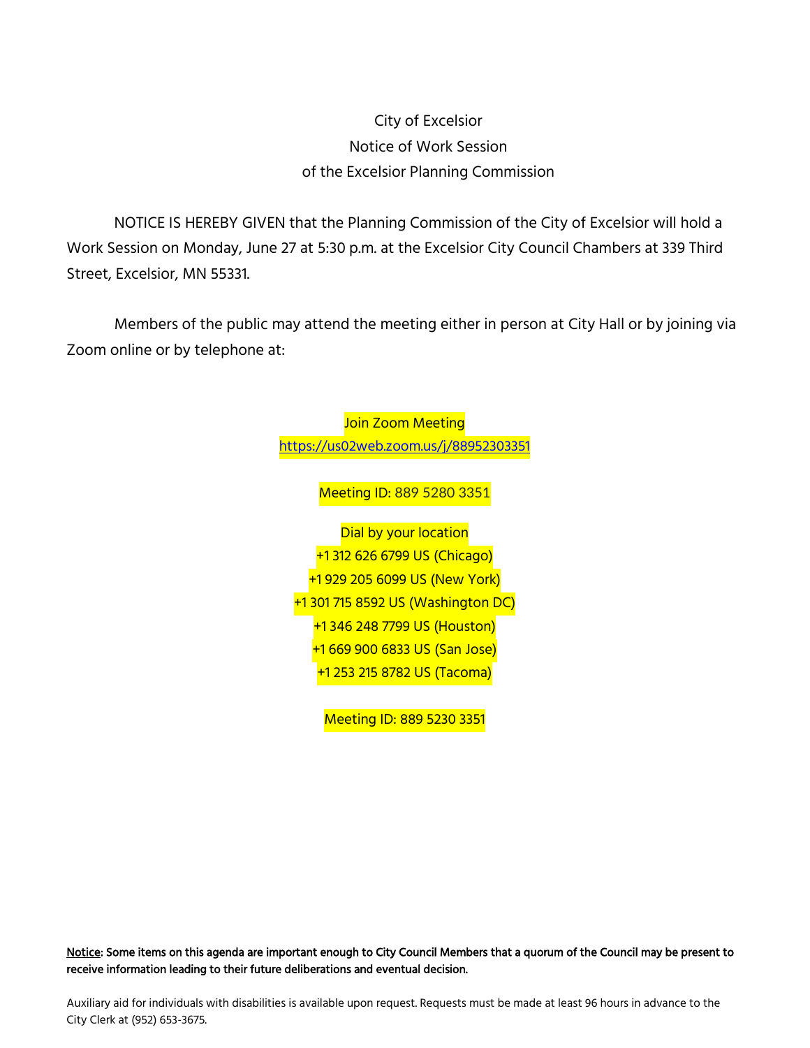City of Excelsior
Notice of Work Session
of the Excelsior Planning Commission

NOTICE IS HEREBY GIVEN that the Planning Commission of the City of Excelsior will hold a Work Session on Monday, June 27 at 5:30 p.m. at the Excelsior City Council Chambers at 339 Third Street, Excelsior, MN 55331.

Members of the public may attend the meeting either in person at City Hall or by joining via Zoom online or by telephone at:

Join Zoom Meeting
https://us02web.zoom.us/j/88952303351

Meeting ID: 889 5280 3351

Dial by your location
+1 312 626 6799 US (Chicago)
+1 929 205 6099 US (New York)
+1 301 715 8592 US (Washington DC)
+1 346 248 7799 US (Houston)
+1 669 900 6833 US (San Jose)
+1 253 215 8782 US (Tacoma)

Meeting ID: 889 5230 3351

**Notice: Some items on this agenda are important enough to City Council Members that a quorum of the Council may be present to receive information leading to their future deliberations and eventual decision.**

Auxiliary aid for individuals with disabilities is available upon request. Requests must be made at least 96 hours in advance to the City Clerk at (952) 653-3675.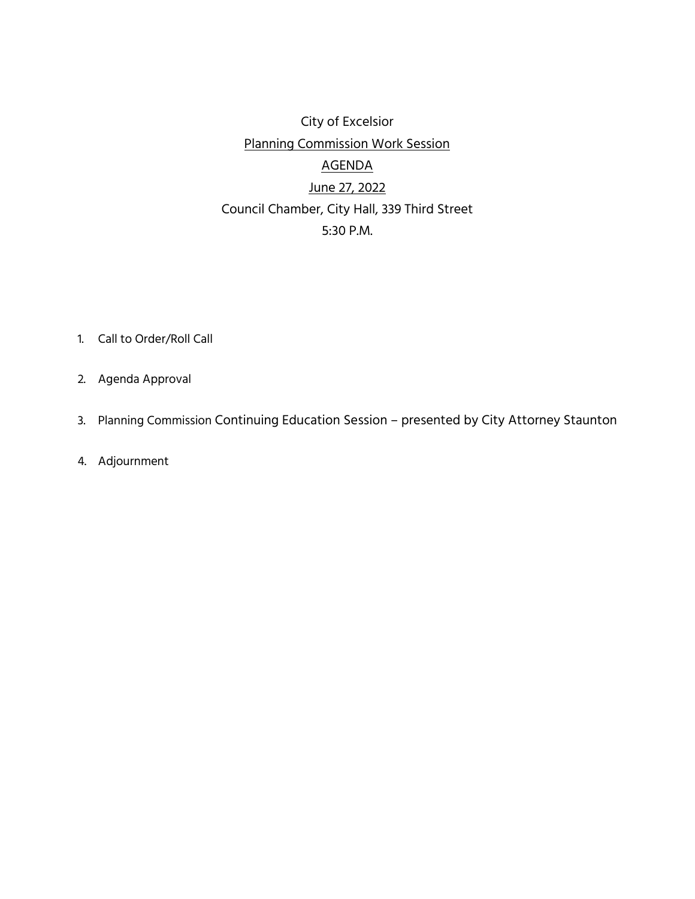City of Excelsior

Planning Commission Work Session

AGENDA

June 27, 2022

Council Chamber, City Hall, 339 Third Street

5:30 P.M.

1. Call to Order/Roll Call

2. Agenda Approval

3. Planning Commission Continuing Education Session – presented by City Attorney Staunton

4. Adjournment